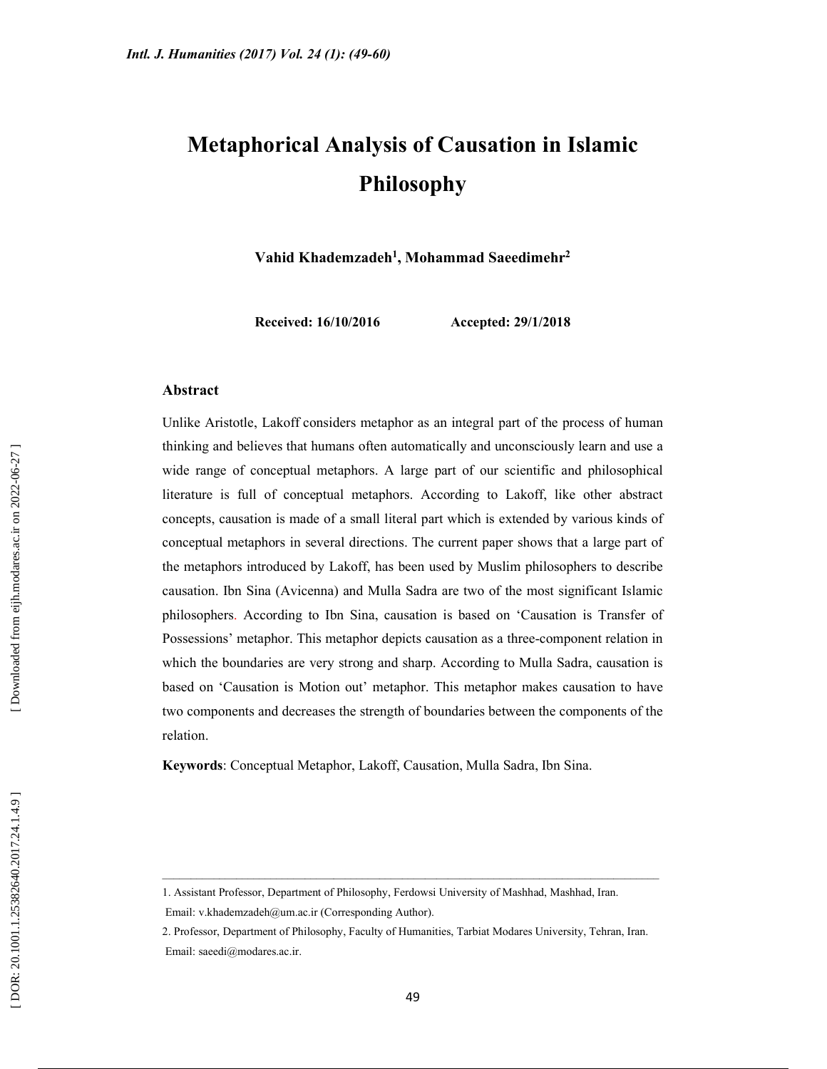# Metaphorical Analysis of Causation in Islamic Philosophy

**Vahid Khademzadeh[1], Mohammad Saeedimehr[2]**

**Received: 16/10/2016 Accepted: 29/1/2018**

## Abstract

Unlike Aristotle, Lakoff considers metaphor as an integral part of the process of human thinking and believes that humans often automatically and unconsciously learn and use a wide range of conceptual metaphors. A large part of our scientific and philosophical literature is full of conceptual metaphors. According to Lakoff, like other abstract concepts, causation is made of a small literal part which is extended by various kinds of conceptual metaphors in several directions. The current paper shows that a large part of the metaphors introduced by Lakoff, has been used by Muslim philosophers to describe causation. Ibn Sina (Avicenna) and Mulla Sadra are two of the most significant Islamic philosophers. According to Ibn Sina, causation is based on 'Causation is Transfer of Possessions' metaphor. This metaphor depicts causation as a three-component relation in which the boundaries are very strong and sharp. According to Mulla Sadra, causation is based on 'Causation is Motion out' metaphor. This metaphor makes causation to have two components and decreases the strength of boundaries between the components of the relation.

**Keywords**: Conceptual Metaphor, Lakoff, Causation, Mulla Sadra, Ibn Sina.

---

1. Assistant Professor, Department of Philosophy, Ferdowsi University of Mashhad, Mashhad, Iran. Email: v.khademzadeh@um.ac.ir (Corresponding Author).
2. Professor, Department of Philosophy, Faculty of Humanities, Tarbiat Modares University, Tehran, Iran. Email: saeedi@modares.ac.ir.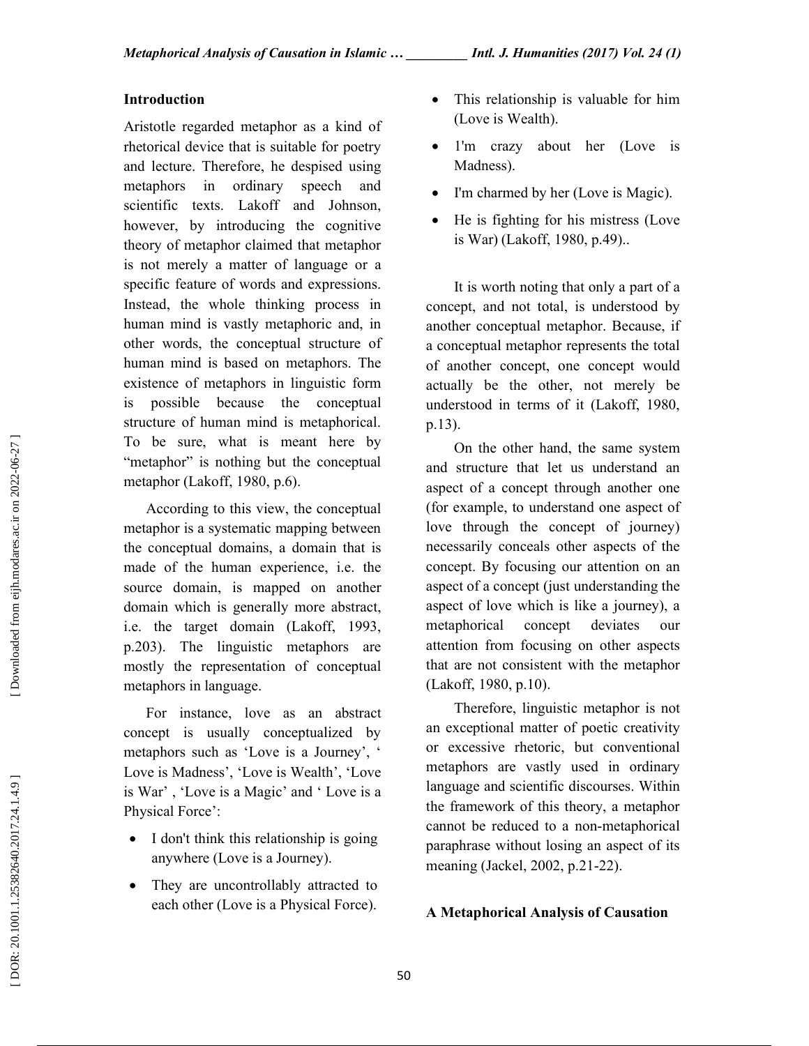## Introduction

Aristotle regarded metaphor as a kind of rhetorical device that is suitable for poetry and lecture. Therefore, he despised using metaphors in ordinary speech and scientific texts. Lakoff and Johnson, however, by introducing the cognitive theory of metaphor claimed that metaphor is not merely a matter of language or a specific feature of words and expressions. Instead, the whole thinking process in human mind is vastly metaphoric and, in other words, the conceptual structure of human mind is based on metaphors. The existence of metaphors in linguistic form is possible because the conceptual structure of human mind is metaphorical. To be sure, what is meant here by "metaphor" is nothing but the conceptual metaphor (Lakoff, 1980, p.6).

According to this view, the conceptual metaphor is a systematic mapping between the conceptual domains, a domain that is made of the human experience, i.e. the source domain, is mapped on another domain which is generally more abstract, i.e. the target domain (Lakoff, 1993, p.203). The linguistic metaphors are mostly the representation of conceptual metaphors in language.

For instance, love as an abstract concept is usually conceptualized by metaphors such as 'Love is a Journey', ' Love is Madness', 'Love is Wealth', 'Love is War' , 'Love is a Magic' and ' Love is a Physical Force':

- I don't think this relationship is going anywhere (Love is a Journey).
- They are uncontrollably attracted to each other (Love is a Physical Force).
- This relationship is valuable for him (Love is Wealth).
- 1'm crazy about her (Love is Madness).
- I'm charmed by her (Love is Magic).
- He is fighting for his mistress (Love is War) (Lakoff, 1980, p.49)..

It is worth noting that only a part of a concept, and not total, is understood by another conceptual metaphor. Because, if a conceptual metaphor represents the total of another concept, one concept would actually be the other, not merely be understood in terms of it (Lakoff, 1980, p.13).

On the other hand, the same system and structure that let us understand an aspect of a concept through another one (for example, to understand one aspect of love through the concept of journey) necessarily conceals other aspects of the concept. By focusing our attention on an aspect of a concept (just understanding the aspect of love which is like a journey), a metaphorical concept deviates our attention from focusing on other aspects that are not consistent with the metaphor (Lakoff, 1980, p.10).

Therefore, linguistic metaphor is not an exceptional matter of poetic creativity or excessive rhetoric, but conventional metaphors are vastly used in ordinary language and scientific discourses. Within the framework of this theory, a metaphor cannot be reduced to a non-metaphorical paraphrase without losing an aspect of its meaning (Jackel, 2002, p.21-22).

## A Metaphorical Analysis of Causation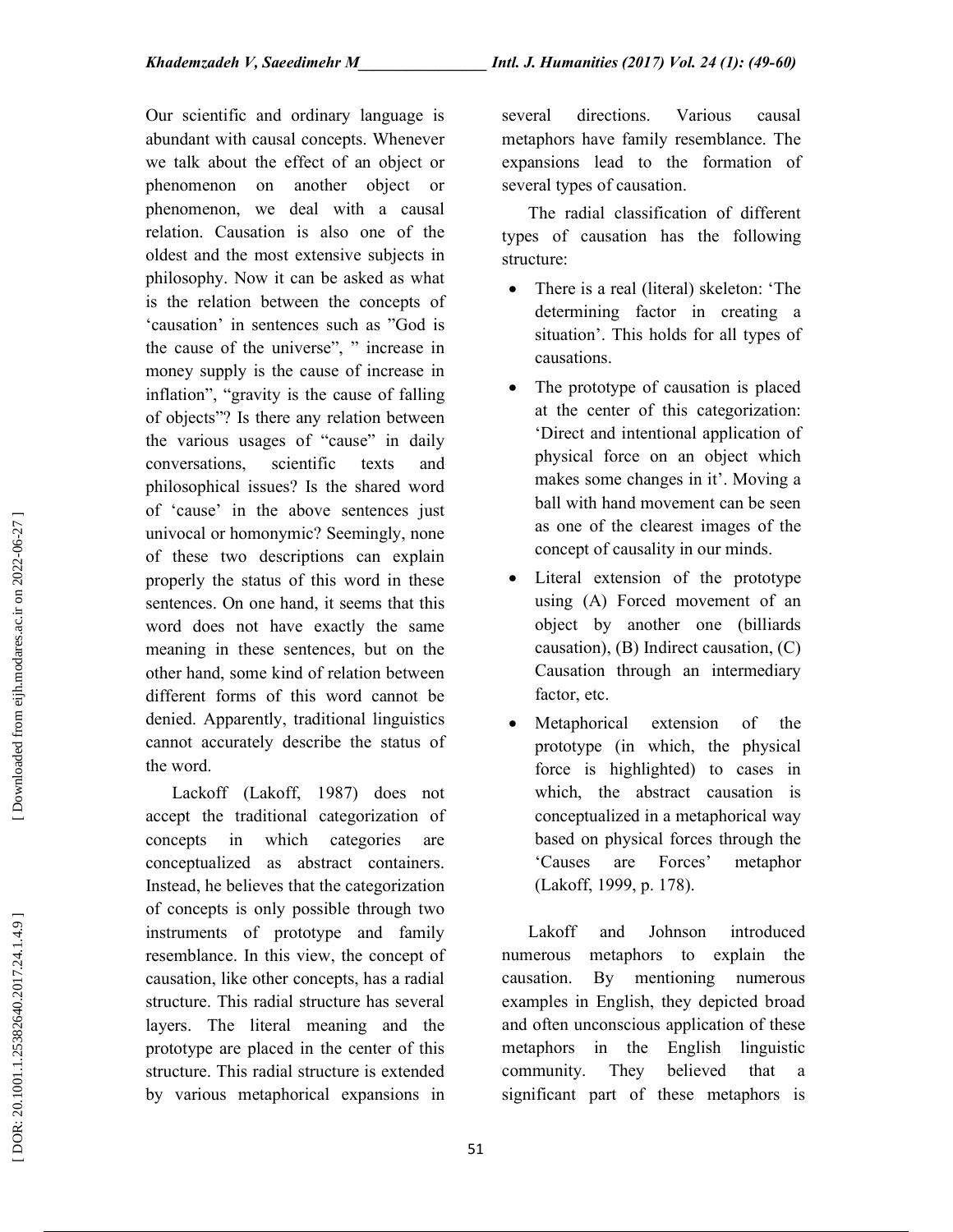Our scientific and ordinary language is abundant with causal concepts. Whenever we talk about the effect of an object or phenomenon on another object or phenomenon, we deal with a causal relation. Causation is also one of the oldest and the most extensive subjects in philosophy. Now it can be asked as what is the relation between the concepts of 'causation' in sentences such as "God is the cause of the universe", " increase in money supply is the cause of increase in inflation", "gravity is the cause of falling of objects"? Is there any relation between the various usages of "cause" in daily conversations, scientific texts and philosophical issues? Is the shared word of 'cause' in the above sentences just univocal or homonymic? Seemingly, none of these two descriptions can explain properly the status of this word in these sentences. On one hand, it seems that this word does not have exactly the same meaning in these sentences, but on the other hand, some kind of relation between different forms of this word cannot be denied. Apparently, traditional linguistics cannot accurately describe the status of the word.

Lackoff (Lakoff, 1987) does not accept the traditional categorization of concepts in which categories are conceptualized as abstract containers. Instead, he believes that the categorization of concepts is only possible through two instruments of prototype and family resemblance. In this view, the concept of causation, like other concepts, has a radial structure. This radial structure has several layers. The literal meaning and the prototype are placed in the center of this structure. This radial structure is extended by various metaphorical expansions in several directions. Various causal metaphors have family resemblance. The expansions lead to the formation of several types of causation.

The radial classification of different types of causation has the following structure:

- There is a real (literal) skeleton: 'The determining factor in creating a situation'. This holds for all types of causations.
- The prototype of causation is placed at the center of this categorization: 'Direct and intentional application of physical force on an object which makes some changes in it'. Moving a ball with hand movement can be seen as one of the clearest images of the concept of causality in our minds.
- Literal extension of the prototype using (A) Forced movement of an object by another one (billiards causation), (B) Indirect causation, (C) Causation through an intermediary factor, etc.
- Metaphorical extension of the prototype (in which, the physical force is highlighted) to cases in which, the abstract causation is conceptualized in a metaphorical way based on physical forces through the 'Causes are Forces' metaphor (Lakoff, 1999, p. 178).

Lakoff and Johnson introduced numerous metaphors to explain the causation. By mentioning numerous examples in English, they depicted broad and often unconscious application of these metaphors in the English linguistic community. They believed that a significant part of these metaphors is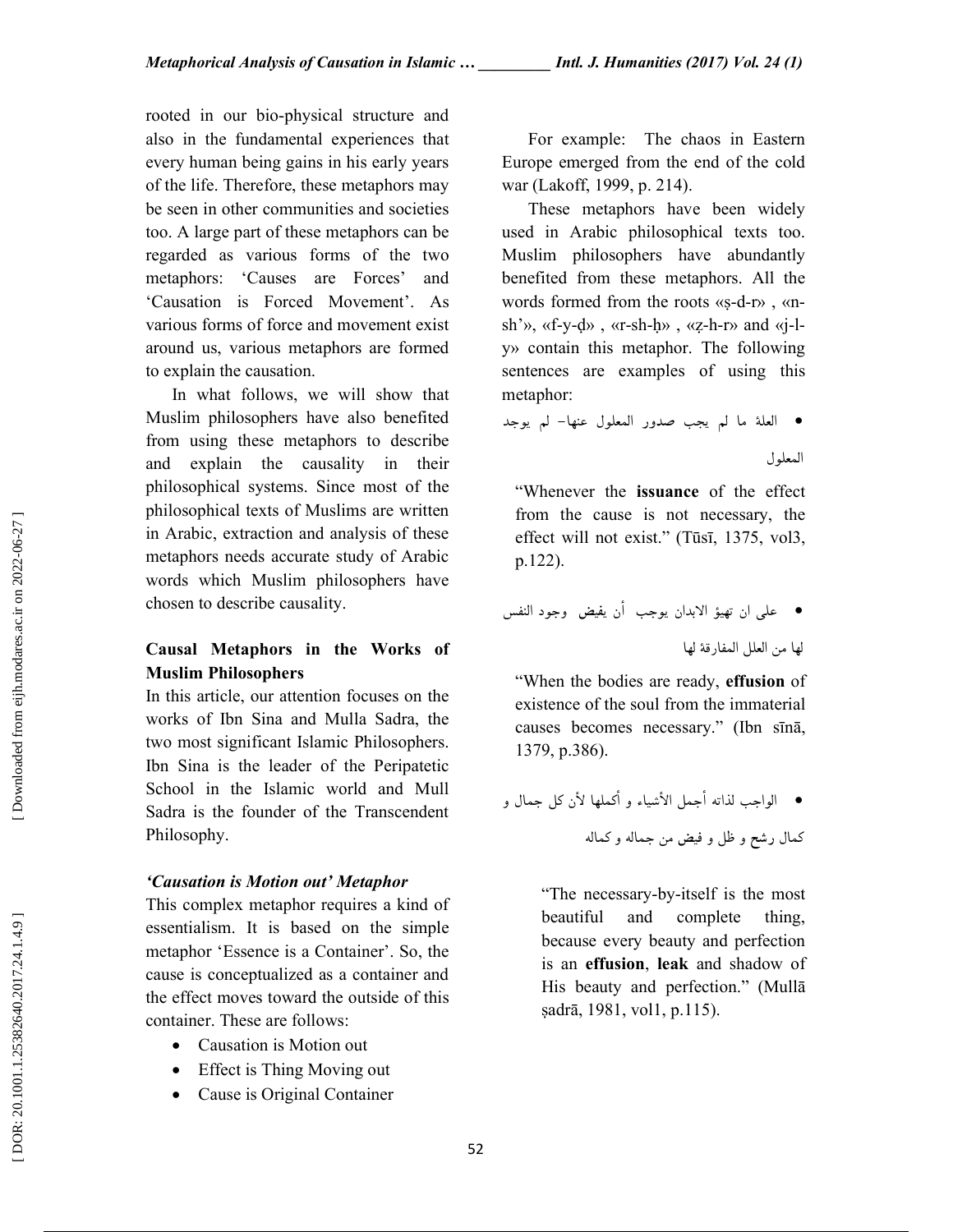rooted in our bio-physical structure and also in the fundamental experiences that every human being gains in his early years of the life. Therefore, these metaphors may be seen in other communities and societies too. A large part of these metaphors can be regarded as various forms of the two metaphors: 'Causes are Forces' and 'Causation is Forced Movement'. As various forms of force and movement exist around us, various metaphors are formed to explain the causation.

In what follows, we will show that Muslim philosophers have also benefited from using these metaphors to describe and explain the causality in their philosophical systems. Since most of the philosophical texts of Muslims are written in Arabic, extraction and analysis of these metaphors needs accurate study of Arabic words which Muslim philosophers have chosen to describe causality.

## Causal Metaphors in the Works of Muslim Philosophers

In this article, our attention focuses on the works of Ibn Sina and Mulla Sadra, the two most significant Islamic Philosophers. Ibn Sina is the leader of the Peripatetic School in the Islamic world and Mull Sadra is the founder of the Transcendent Philosophy.

### *'Causation is Motion out' Metaphor*

This complex metaphor requires a kind of essentialism. It is based on the simple metaphor 'Essence is a Container'. So, the cause is conceptualized as a container and the effect moves toward the outside of this container. These are follows:

- Causation is Motion out
- Effect is Thing Moving out
- Cause is Original Container

For example: The chaos in Eastern Europe emerged from the end of the cold war (Lakoff, 1999, p. 214).

These metaphors have been widely used in Arabic philosophical texts too. Muslim philosophers have abundantly benefited from these metaphors. All the words formed from the roots «ṣ-d-r» , «n-sh'», «f-y-ḍ» , «r-sh-ḥ» , «ẓ-h-r» and «j-l-y» contain this metaphor. The following sentences are examples of using this metaphor:

- العلة ما لم يجب صدور المعلول عنها- لم يوجد المعلول

"Whenever the **issuance** of the effect from the cause is not necessary, the effect will not exist." (Tūsī, 1375, vol3, p.122).

- على ان تهيؤ الابدان يوجب أن يفيض وجود النفس لها من العلل المفارقة لها

"When the bodies are ready, **effusion** of existence of the soul from the immaterial causes becomes necessary." (Ibn sīnā, 1379, p.386).

- الواجب لذاته أجمل الأشياء و أكملها لأن كل جمال و كمال رشح و ظل و فيض من جماله و كماله

"The necessary-by-itself is the most beautiful and complete thing, because every beauty and perfection is an **effusion**, **leak** and shadow of His beauty and perfection." (Mullā ṣadrā, 1981, vol1, p.115).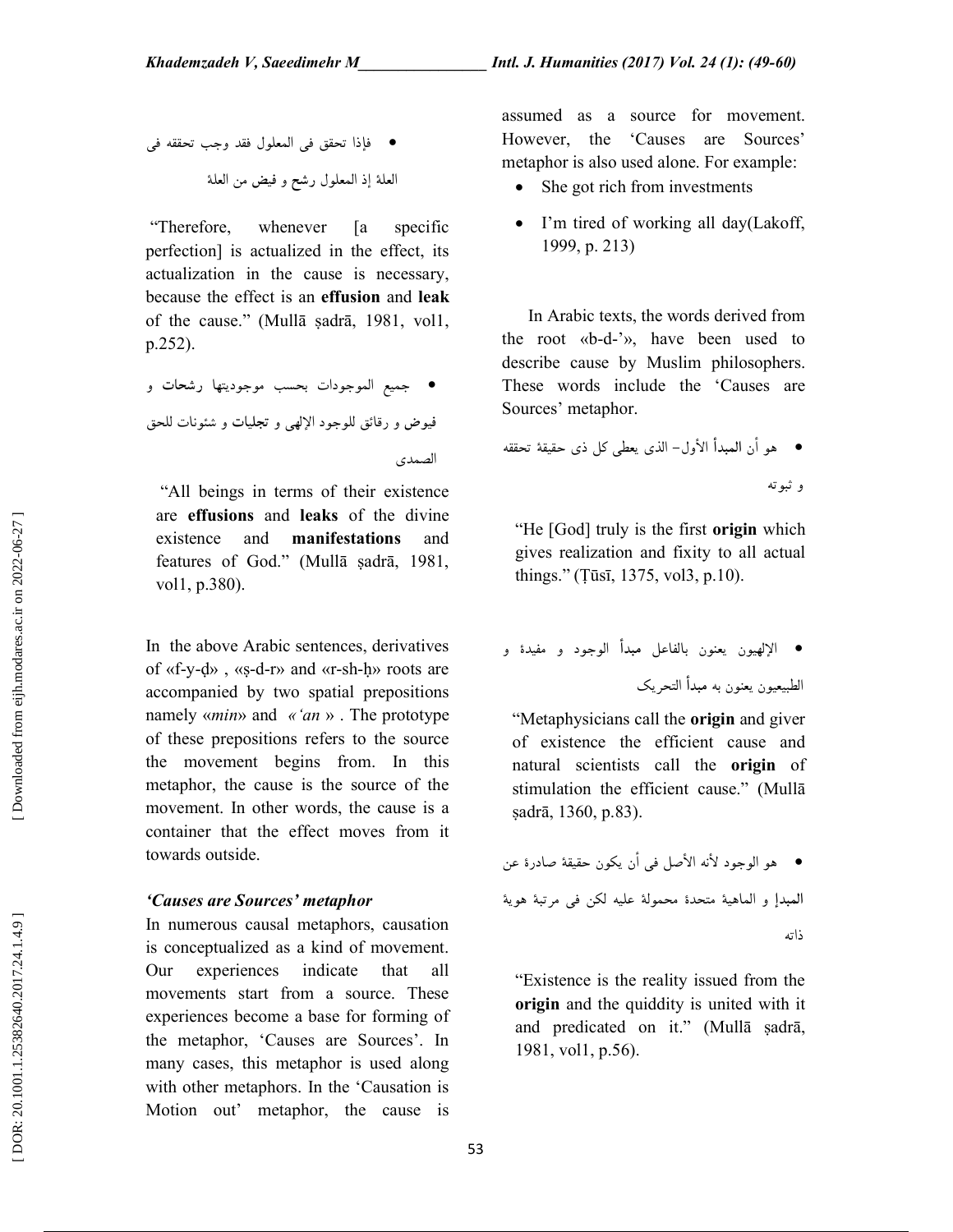- فإذا تحقق فى المعلول فقد وجب تحققه فى العلة إذ المعلول رشح و فيض من العلة

"Therefore, whenever [a specific perfection] is actualized in the effect, its actualization in the cause is necessary, because the effect is an **effusion** and **leak** of the cause." (Mullā ṣadrā, 1981, vol1, p.252).

- جميع الموجودات بحسب موجوديتها رشحات و فيوض و رقائق للوجود الإلهى و تجليات و شئونات للحق الصمدى

"All beings in terms of their existence are **effusions** and **leaks** of the divine existence and **manifestations** and features of God." (Mullā ṣadrā, 1981, vol1, p.380).

In the above Arabic sentences, derivatives of «f-y-ḍ» , «ṣ-d-r» and «r-sh-ḥ» roots are accompanied by two spatial prepositions namely «*min*» and *«'an »* . The prototype of these prepositions refers to the source the movement begins from. In this metaphor, the cause is the source of the movement. In other words, the cause is a container that the effect moves from it towards outside.

### *'Causes are Sources' metaphor*

In numerous causal metaphors, causation is conceptualized as a kind of movement. Our experiences indicate that all movements start from a source. These experiences become a base for forming of the metaphor, 'Causes are Sources'. In many cases, this metaphor is used along with other metaphors. In the 'Causation is Motion out' metaphor, the cause is assumed as a source for movement. However, the 'Causes are Sources' metaphor is also used alone. For example:

- She got rich from investments
- I'm tired of working all day(Lakoff, 1999, p. 213)

In Arabic texts, the words derived from the root «b-d-'», have been used to describe cause by Muslim philosophers. These words include the 'Causes are Sources' metaphor.

- هو أن المبدأ الأول– الذى يعطى كل ذى حقيقة تحققه و ثبوته

"He [God] truly is the first **origin** which gives realization and fixity to all actual things." (Ṭūsī, 1375, vol3, p.10).

- الإلهيون يعنون بالفاعل مبدأ الوجود و مفيدة و الطبيعيون يعنون به مبدأ التحريک

"Metaphysicians call the **origin** and giver of existence the efficient cause and natural scientists call the **origin** of stimulation the efficient cause." (Mullā ṣadrā, 1360, p.83).

- هو الوجود لأنه الأصل فى أن يكون حقيقة صادرة عن المبدإ و الماهية متحدة محمولة عليه لكن فى مرتبة هوية ذاته

"Existence is the reality issued from the **origin** and the quiddity is united with it and predicated on it." (Mullā ṣadrā, 1981, vol1, p.56).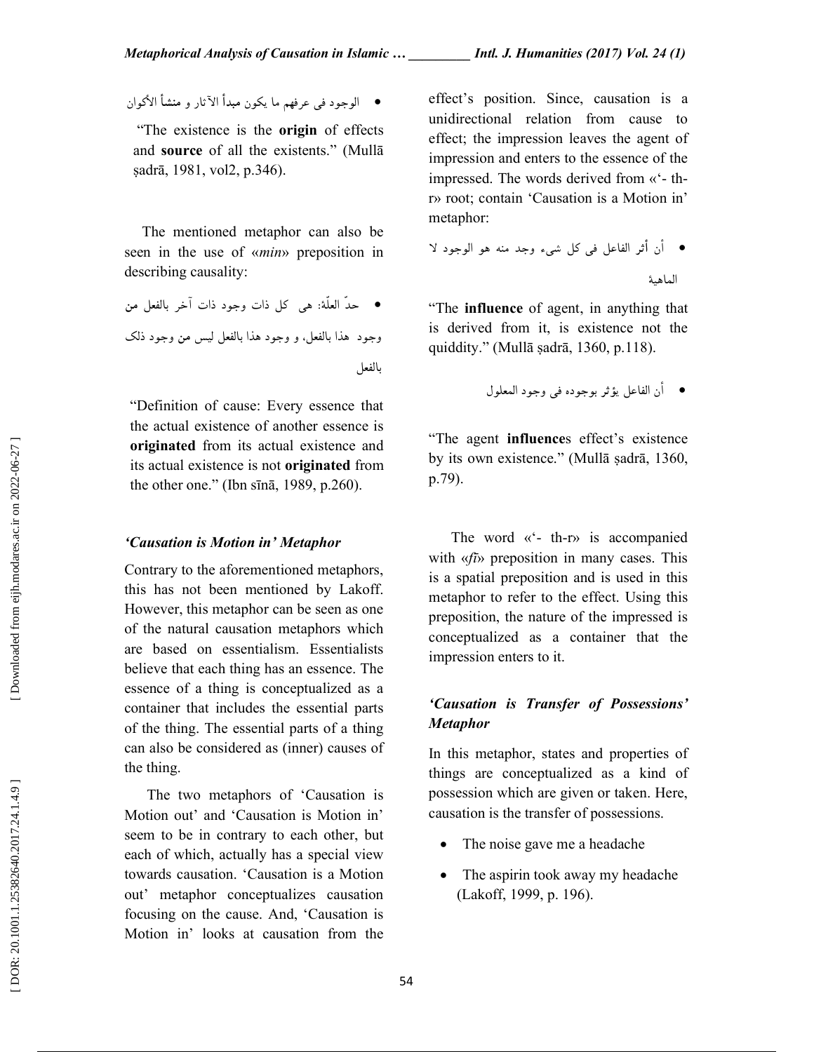- الوجود فی عرفهم ما یکون مبدأ الآثار و منشأ الأکوان

"The existence is the **origin** of effects and **source** of all the existents." (Mullā ṣadrā, 1981, vol2, p.346).

The mentioned metaphor can also be seen in the use of «*min*» preposition in describing causality:

- حدّ العلّة: هی کل ذات وجود ذات آخر بالفعل **من** وجود هذا بالفعل، و وجود هذا بالفعل لیس **من** وجود ذلک بالفعل

"Definition of cause: Every essence that the actual existence of another essence is **originated** from its actual existence and its actual existence is not **originated** from the other one." (Ibn sīnā, 1989, p.260).

### *'Causation is Motion in' Metaphor*

Contrary to the aforementioned metaphors, this has not been mentioned by Lakoff. However, this metaphor can be seen as one of the natural causation metaphors which are based on essentialism. Essentialists believe that each thing has an essence. The essence of a thing is conceptualized as a container that includes the essential parts of the thing. The essential parts of a thing can also be considered as (inner) causes of the thing.

The two metaphors of 'Causation is Motion out' and 'Causation is Motion in' seem to be in contrary to each other, but each of which, actually has a special view towards causation. 'Causation is a Motion out' metaphor conceptualizes causation focusing on the cause. And, 'Causation is Motion in' looks at causation from the effect's position. Since, causation is a unidirectional relation from cause to effect; the impression leaves the agent of impression and enters to the essence of the impressed. The words derived from «'- th-r» root; contain 'Causation is a Motion in' metaphor:

- أن أثر الفاعل فی کل شیء وجد منه هو الوجود لا الماهیة

"The **influence** of agent, in anything that is derived from it, is existence not the quiddity." (Mullā ṣadrā, 1360, p.118).

- أن الفاعل یؤثر بوجوده فی وجود المعلول

"The agent **influence**s effect's existence by its own existence." (Mullā ṣadrā, 1360, p.79).

The word «'- th-r» is accompanied with «*fī*» preposition in many cases. This is a spatial preposition and is used in this metaphor to refer to the effect. Using this preposition, the nature of the impressed is conceptualized as a container that the impression enters to it.

### *'Causation is Transfer of Possessions' Metaphor*

In this metaphor, states and properties of things are conceptualized as a kind of possession which are given or taken. Here, causation is the transfer of possessions.

- The noise gave me a headache
- The aspirin took away my headache (Lakoff, 1999, p. 196).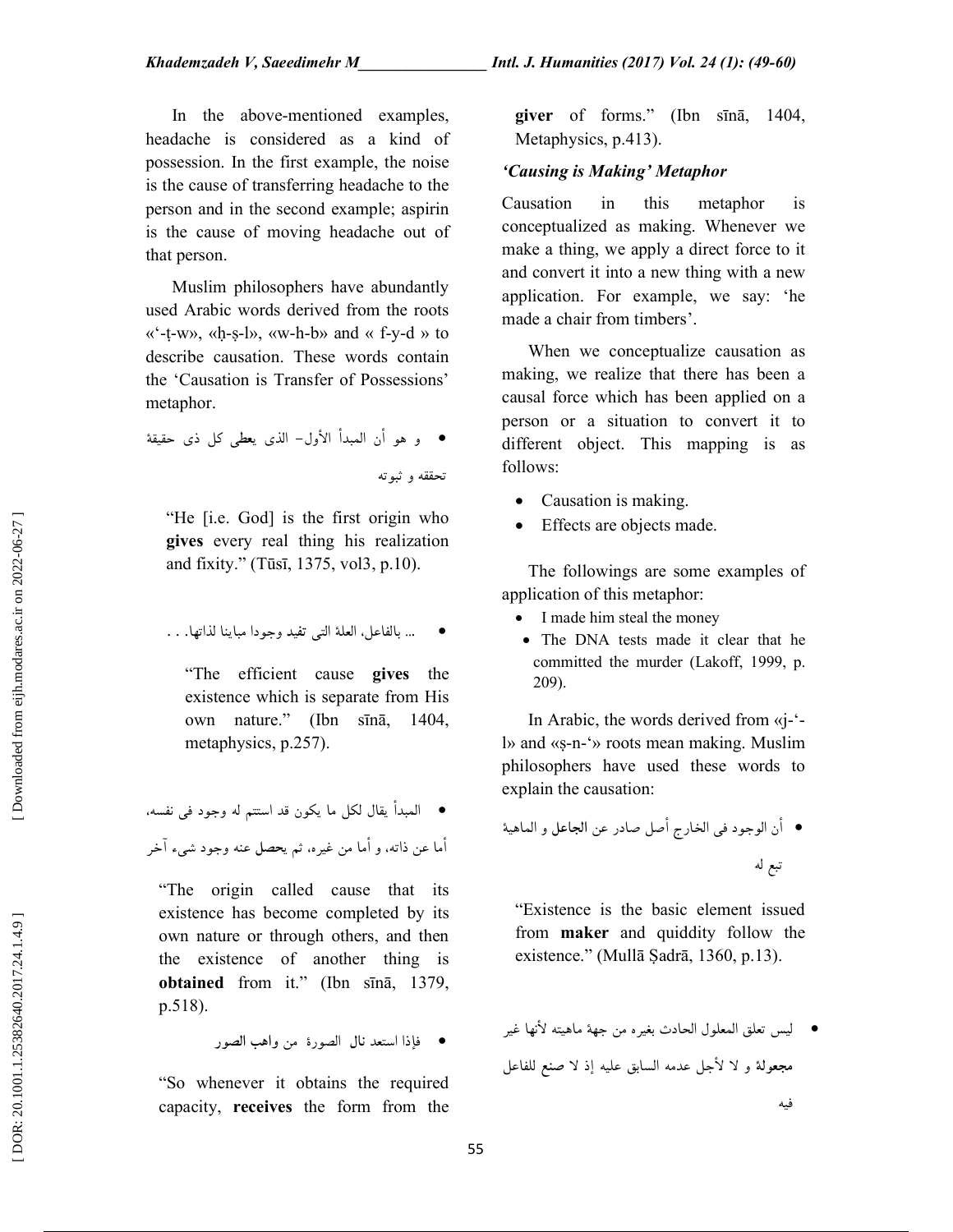In the above-mentioned examples, headache is considered as a kind of possession. In the first example, the noise is the cause of transferring headache to the person and in the second example; aspirin is the cause of moving headache out of that person.

Muslim philosophers have abundantly used Arabic words derived from the roots «'-ṭ-w», «ḥ-ṣ-l», «w-h-b» and « f-y-d » to describe causation. These words contain the 'Causation is Transfer of Possessions' metaphor.

- و هو أن المبدأ الأول- الذى **يعطى** كل ذى حقيقة تحققه و ثبوته

"He [i.e. God] is the first origin who **gives** every real thing his realization and fixity." (Tūsī, 1375, vol3, p.10).

- ... بالفاعل، العلة التى تفيد وجودا مباينا لذاتها. . .

"The efficient cause **gives** the existence which is separate from His own nature." (Ibn sīnā, 1404, metaphysics, p.257).

- المبدأ يقال لكل ما يكون قد استتم له وجود فى نفسه، أما عن ذاته، و أما من غيره، ثم **يحصل** عنه وجود شىء آخر

"The origin called cause that its existence has become completed by its own nature or through others, and then the existence of another thing is **obtained** from it." (Ibn sīnā, 1379, p.518).

- فإذا استعد **نال** الصورة من **واهب الصور**

"So whenever it obtains the required capacity, **receives** the form from the **giver** of forms." (Ibn sīnā, 1404, Metaphysics, p.413).

### *'Causing is Making' Metaphor*

Causation in this metaphor is conceptualized as making. Whenever we make a thing, we apply a direct force to it and convert it into a new thing with a new application. For example, we say: 'he made a chair from timbers'.

When we conceptualize causation as making, we realize that there has been a causal force which has been applied on a person or a situation to convert it to different object. This mapping is as follows:

- Causation is making.
- Effects are objects made.

The followings are some examples of application of this metaphor:

- I made him steal the money
- The DNA tests made it clear that he committed the murder (Lakoff, 1999, p. 209).

In Arabic, the words derived from «j-'-l» and «ṣ-n-'» roots mean making. Muslim philosophers have used these words to explain the causation:

- أن الوجود فى الخارج أصل صادر عن **الجاعل** و الماهية تبع له

"Existence is the basic element issued from **maker** and quiddity follow the existence." (Mullā Ṣadrā, 1360, p.13).

- ليس تعلق المعلول الحادث بغيره من جهة ماهيته لأنها غير **مجعولة** و لا لأجل عدمه السابق عليه إذ لا صنع للفاعل فيه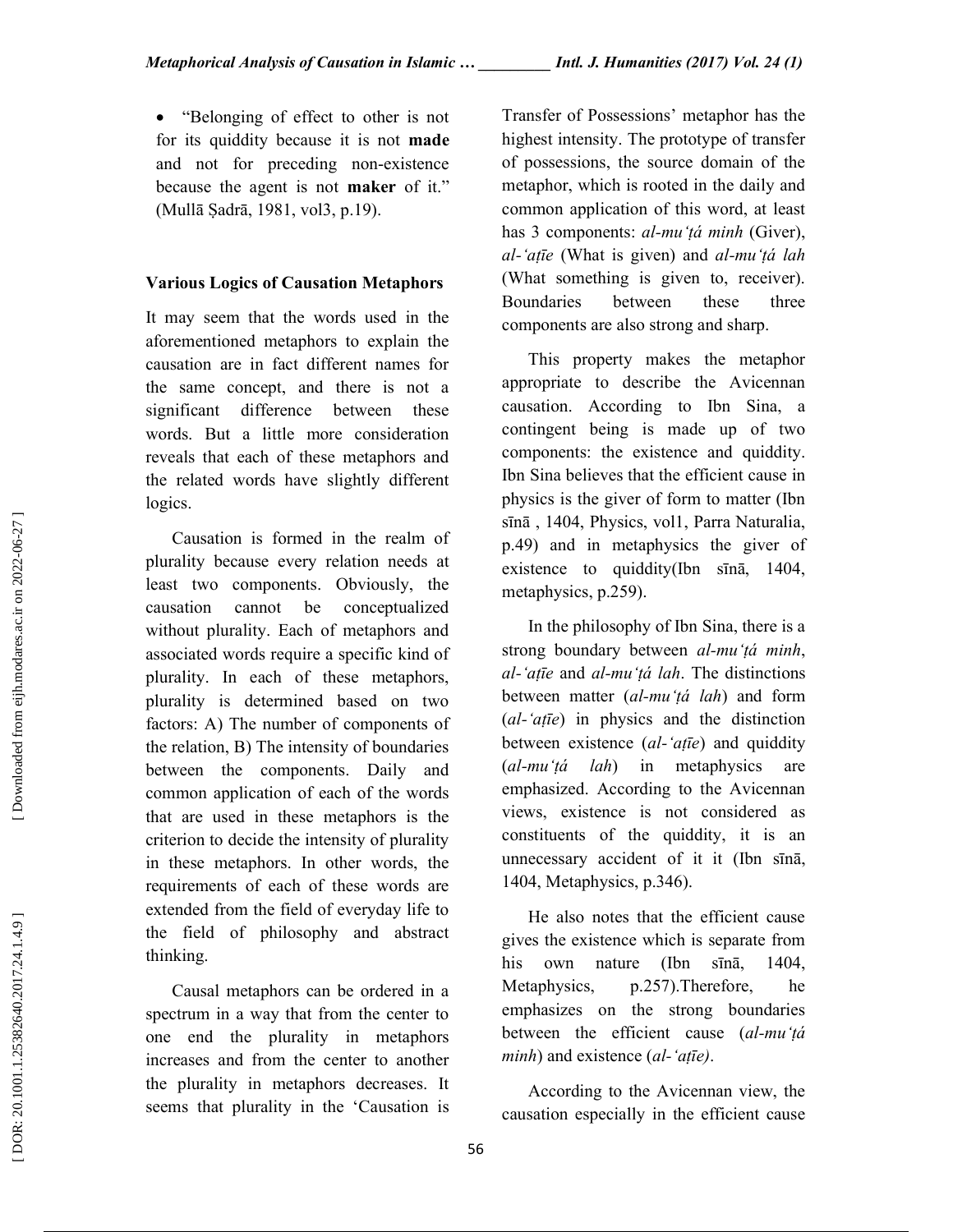- “Belonging of effect to other is not for its quiddity because it is not **made** and not for preceding non-existence because the agent is not **maker** of it.” (Mullā Ṣadrā, 1981, vol3, p.19).

### Various Logics of Causation Metaphors

It may seem that the words used in the aforementioned metaphors to explain the causation are in fact different names for the same concept, and there is not a significant difference between these words. But a little more consideration reveals that each of these metaphors and the related words have slightly different logics.

Causation is formed in the realm of plurality because every relation needs at least two components. Obviously, the causation cannot be conceptualized without plurality. Each of metaphors and associated words require a specific kind of plurality. In each of these metaphors, plurality is determined based on two factors: A) The number of components of the relation, B) The intensity of boundaries between the components. Daily and common application of each of the words that are used in these metaphors is the criterion to decide the intensity of plurality in these metaphors. In other words, the requirements of each of these words are extended from the field of everyday life to the field of philosophy and abstract thinking.

Causal metaphors can be ordered in a spectrum in a way that from the center to one end the plurality in metaphors increases and from the center to another the plurality in metaphors decreases. It seems that plurality in the ‘Causation is Transfer of Possessions’ metaphor has the highest intensity. The prototype of transfer of possessions, the source domain of the metaphor, which is rooted in the daily and common application of this word, at least has 3 components: *al-mu‘ṭá minh* (Giver), *al-‘aṭīe* (What is given) and *al-mu‘ṭá lah* (What something is given to, receiver). Boundaries between these three components are also strong and sharp.

This property makes the metaphor appropriate to describe the Avicennan causation. According to Ibn Sina, a contingent being is made up of two components: the existence and quiddity. Ibn Sina believes that the efficient cause in physics is the giver of form to matter (Ibn sīnā , 1404, Physics, vol1, Parra Naturalia, p.49) and in metaphysics the giver of existence to quiddity(Ibn sīnā, 1404, metaphysics, p.259).

In the philosophy of Ibn Sina, there is a strong boundary between *al-mu‘ṭá minh*, *al-‘aṭīe* and *al-mu‘ṭá lah*. The distinctions between matter (*al-mu‘ṭá lah*) and form (*al-‘aṭīe*) in physics and the distinction between existence (*al-‘aṭīe*) and quiddity (*al-mu‘ṭá lah*) in metaphysics are emphasized. According to the Avicennan views, existence is not considered as constituents of the quiddity, it is an unnecessary accident of it it (Ibn sīnā, 1404, Metaphysics, p.346).

He also notes that the efficient cause gives the existence which is separate from his own nature (Ibn sīnā, 1404, Metaphysics, p.257).Therefore, he emphasizes on the strong boundaries between the efficient cause (*al-mu‘ṭá minh*) and existence (*al-‘aṭīe)*.

According to the Avicennan view, the causation especially in the efficient cause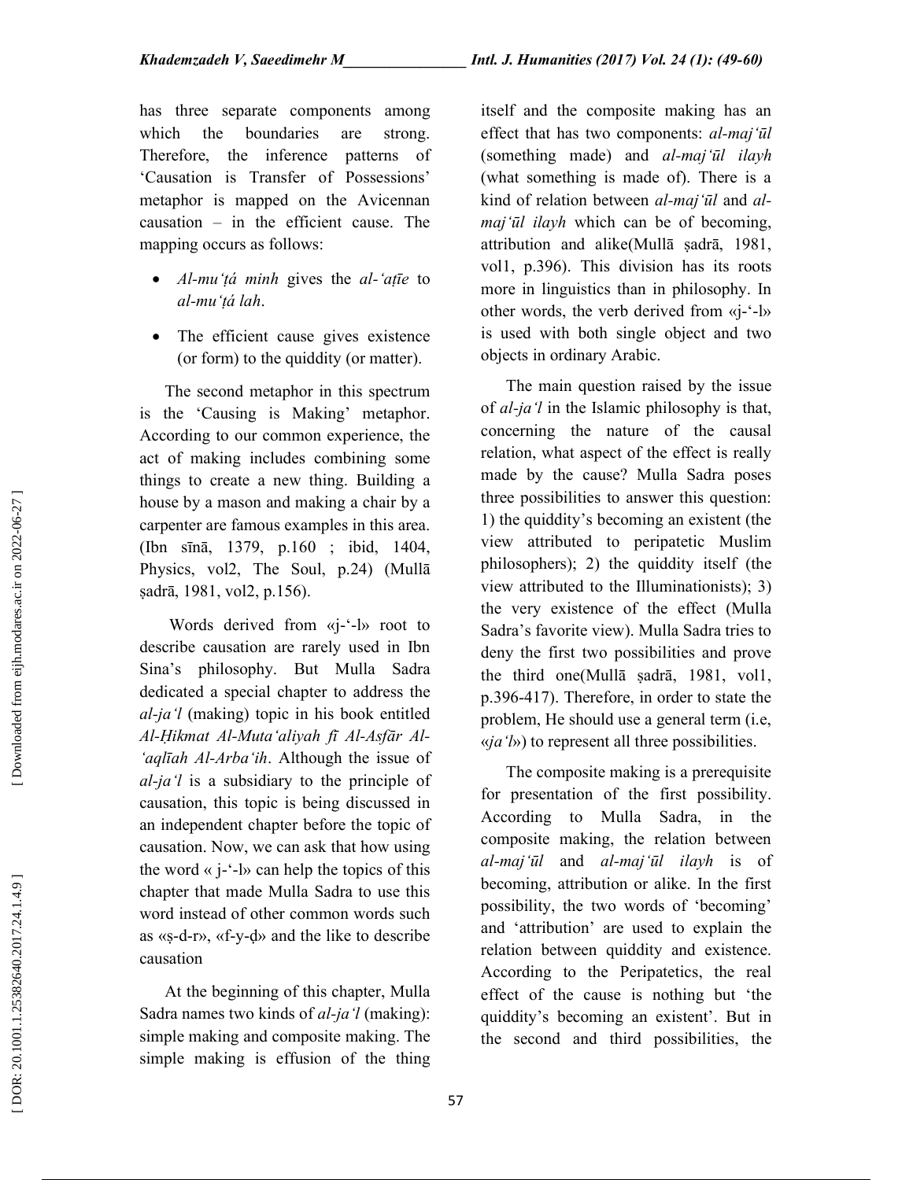has three separate components among which the boundaries are strong. Therefore, the inference patterns of 'Causation is Transfer of Possessions' metaphor is mapped on the Avicennan causation – in the efficient cause. The mapping occurs as follows:

- *Al-mu'ṭá minh* gives the *al-'aṭīe* to *al-mu'ṭá lah*.
- The efficient cause gives existence (or form) to the quiddity (or matter).

The second metaphor in this spectrum is the 'Causing is Making' metaphor. According to our common experience, the act of making includes combining some things to create a new thing. Building a house by a mason and making a chair by a carpenter are famous examples in this area. (Ibn sīnā, 1379, p.160 ; ibid, 1404, Physics, vol2, The Soul, p.24) (Mullā ṣadrā, 1981, vol2, p.156).

Words derived from «j-'-l» root to describe causation are rarely used in Ibn Sina's philosophy. But Mulla Sadra dedicated a special chapter to address the *al-ja'l* (making) topic in his book entitled *Al-Ḥikmat Al-Muta'aliyah fī Al-Asfār Al-'aqlīah Al-Arba'ih*. Although the issue of *al-ja'l* is a subsidiary to the principle of causation, this topic is being discussed in an independent chapter before the topic of causation. Now, we can ask that how using the word « j-'-l» can help the topics of this chapter that made Mulla Sadra to use this word instead of other common words such as «ṣ-d-r», «f-y-ḍ» and the like to describe causation

At the beginning of this chapter, Mulla Sadra names two kinds of *al-ja'l* (making): simple making and composite making. The simple making is effusion of the thing itself and the composite making has an effect that has two components: *al-maj'ūl* (something made) and *al-maj'ūl ilayh* (what something is made of). There is a kind of relation between *al-maj'ūl* and *al-maj'ūl ilayh* which can be of becoming, attribution and alike(Mullā ṣadrā, 1981, vol1, p.396). This division has its roots more in linguistics than in philosophy. In other words, the verb derived from «j-'-l» is used with both single object and two objects in ordinary Arabic.

The main question raised by the issue of *al-ja'l* in the Islamic philosophy is that, concerning the nature of the causal relation, what aspect of the effect is really made by the cause? Mulla Sadra poses three possibilities to answer this question: 1) the quiddity's becoming an existent (the view attributed to peripatetic Muslim philosophers); 2) the quiddity itself (the view attributed to the Illuminationists); 3) the very existence of the effect (Mulla Sadra's favorite view). Mulla Sadra tries to deny the first two possibilities and prove the third one(Mullā ṣadrā, 1981, vol1, p.396-417). Therefore, in order to state the problem, He should use a general term (i.e, «*ja'l*») to represent all three possibilities.

The composite making is a prerequisite for presentation of the first possibility. According to Mulla Sadra, in the composite making, the relation between *al-maj'ūl* and *al-maj'ūl ilayh* is of becoming, attribution or alike. In the first possibility, the two words of 'becoming' and 'attribution' are used to explain the relation between quiddity and existence. According to the Peripatetics, the real effect of the cause is nothing but 'the quiddity's becoming an existent'. But in the second and third possibilities, the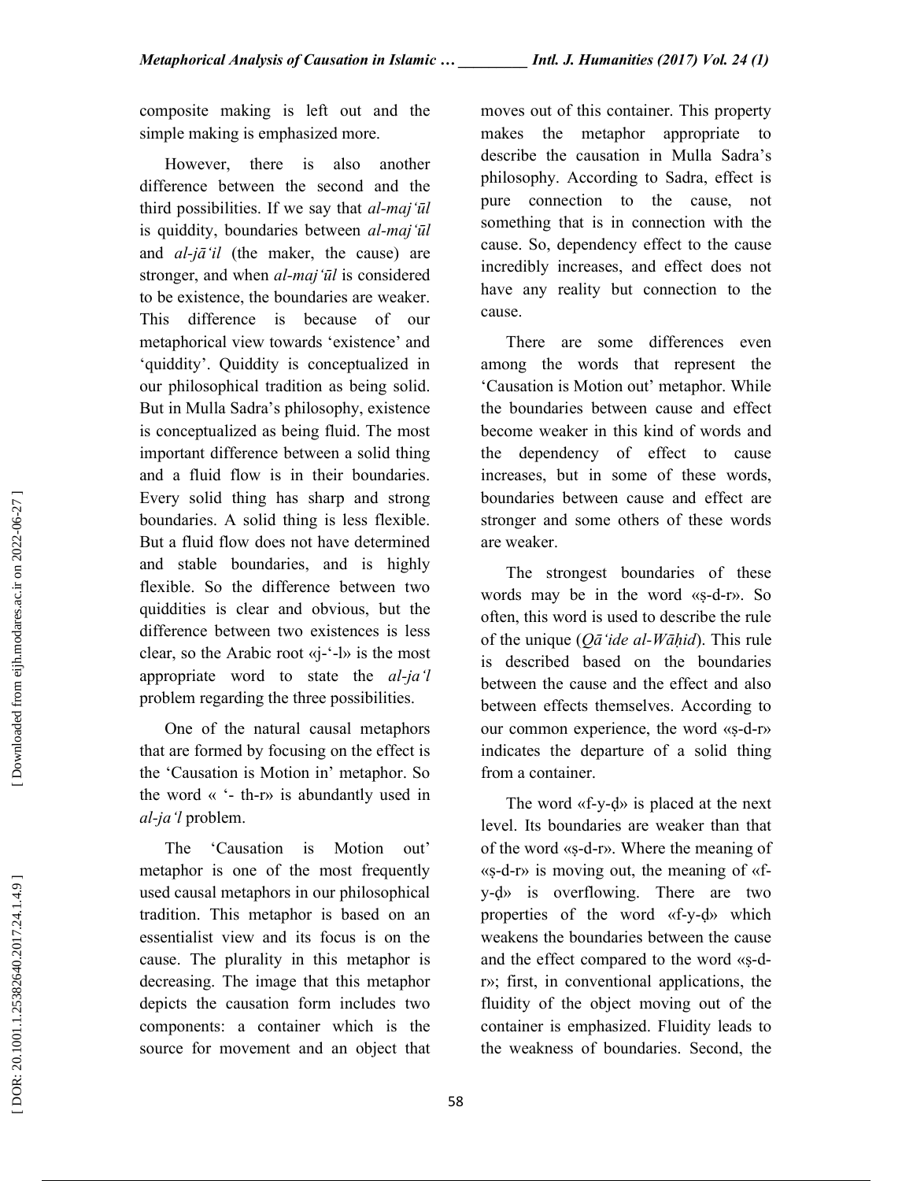composite making is left out and the simple making is emphasized more.

However, there is also another difference between the second and the third possibilities. If we say that *al-maj'ūl* is quiddity, boundaries between *al-maj'ūl* and *al-jā'il* (the maker, the cause) are stronger, and when *al-maj'ūl* is considered to be existence, the boundaries are weaker. This difference is because of our metaphorical view towards 'existence' and 'quiddity'. Quiddity is conceptualized in our philosophical tradition as being solid. But in Mulla Sadra's philosophy, existence is conceptualized as being fluid. The most important difference between a solid thing and a fluid flow is in their boundaries. Every solid thing has sharp and strong boundaries. A solid thing is less flexible. But a fluid flow does not have determined and stable boundaries, and is highly flexible. So the difference between two quiddities is clear and obvious, but the difference between two existences is less clear, so the Arabic root «j-'-l» is the most appropriate word to state the *al-ja'l* problem regarding the three possibilities.

One of the natural causal metaphors that are formed by focusing on the effect is the 'Causation is Motion in' metaphor. So the word « '- th-r» is abundantly used in *al-ja'l* problem.

The 'Causation is Motion out' metaphor is one of the most frequently used causal metaphors in our philosophical tradition. This metaphor is based on an essentialist view and its focus is on the cause. The plurality in this metaphor is decreasing. The image that this metaphor depicts the causation form includes two components: a container which is the source for movement and an object that moves out of this container. This property makes the metaphor appropriate to describe the causation in Mulla Sadra's philosophy. According to Sadra, effect is pure connection to the cause, not something that is in connection with the cause. So, dependency effect to the cause incredibly increases, and effect does not have any reality but connection to the cause.

There are some differences even among the words that represent the 'Causation is Motion out' metaphor. While the boundaries between cause and effect become weaker in this kind of words and the dependency of effect to cause increases, but in some of these words, boundaries between cause and effect are stronger and some others of these words are weaker.

The strongest boundaries of these words may be in the word «ṣ-d-r». So often, this word is used to describe the rule of the unique (*Qā'ide al-Wāḥid*). This rule is described based on the boundaries between the cause and the effect and also between effects themselves. According to our common experience, the word «ṣ-d-r» indicates the departure of a solid thing from a container.

The word «f-y-ḍ» is placed at the next level. Its boundaries are weaker than that of the word «ṣ-d-r». Where the meaning of «ṣ-d-r» is moving out, the meaning of «f-y-ḍ» is overflowing. There are two properties of the word «f-y-ḍ» which weakens the boundaries between the cause and the effect compared to the word «ṣ-d-r»; first, in conventional applications, the fluidity of the object moving out of the container is emphasized. Fluidity leads to the weakness of boundaries. Second, the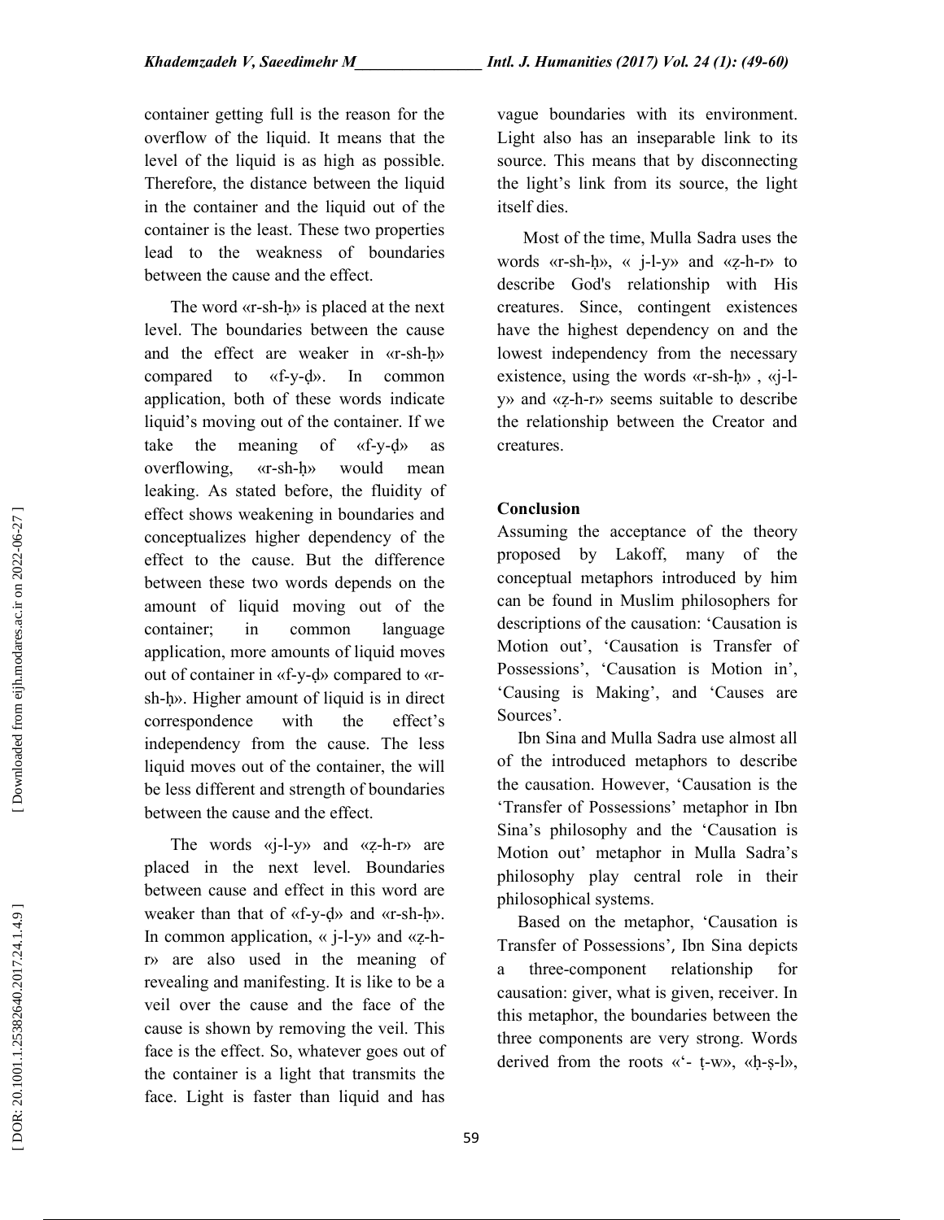container getting full is the reason for the overflow of the liquid. It means that the level of the liquid is as high as possible. Therefore, the distance between the liquid in the container and the liquid out of the container is the least. These two properties lead to the weakness of boundaries between the cause and the effect.

The word «r-sh-ḥ» is placed at the next level. The boundaries between the cause and the effect are weaker in «r-sh-ḥ» compared to «f-y-ḍ». In common application, both of these words indicate liquid's moving out of the container. If we take the meaning of «f-y-ḍ» as overflowing, «r-sh-ḥ» would mean leaking. As stated before, the fluidity of effect shows weakening in boundaries and conceptualizes higher dependency of the effect to the cause. But the difference between these two words depends on the amount of liquid moving out of the container; in common language application, more amounts of liquid moves out of container in «f-y-ḍ» compared to «r-sh-ḥ». Higher amount of liquid is in direct correspondence with the effect's independency from the cause. The less liquid moves out of the container, the will be less different and strength of boundaries between the cause and the effect.

The words «j-l-y» and «ẓ-h-r» are placed in the next level. Boundaries between cause and effect in this word are weaker than that of «f-y-ḍ» and «r-sh-ḥ». In common application, « j-l-y» and «ẓ-h-r» are also used in the meaning of revealing and manifesting. It is like to be a veil over the cause and the face of the cause is shown by removing the veil. This face is the effect. So, whatever goes out of the container is a light that transmits the face. Light is faster than liquid and has vague boundaries with its environment. Light also has an inseparable link to its source. This means that by disconnecting the light's link from its source, the light itself dies.

Most of the time, Mulla Sadra uses the words «r-sh-ḥ», « j-l-y» and «ẓ-h-r» to describe God's relationship with His creatures. Since, contingent existences have the highest dependency on and the lowest independency from the necessary existence, using the words «r-sh-ḥ» , «j-l-y» and «ẓ-h-r» seems suitable to describe the relationship between the Creator and creatures.

## Conclusion

Assuming the acceptance of the theory proposed by Lakoff, many of the conceptual metaphors introduced by him can be found in Muslim philosophers for descriptions of the causation: 'Causation is Motion out', 'Causation is Transfer of Possessions', 'Causation is Motion in', 'Causing is Making', and 'Causes are Sources'.

Ibn Sina and Mulla Sadra use almost all of the introduced metaphors to describe the causation. However, 'Causation is the 'Transfer of Possessions' metaphor in Ibn Sina's philosophy and the 'Causation is Motion out' metaphor in Mulla Sadra's philosophy play central role in their philosophical systems.

Based on the metaphor, 'Causation is Transfer of Possessions', Ibn Sina depicts a three-component relationship for causation: giver, what is given, receiver. In this metaphor, the boundaries between the three components are very strong. Words derived from the roots «'- ṭ-w», «ḥ-ṣ-l»,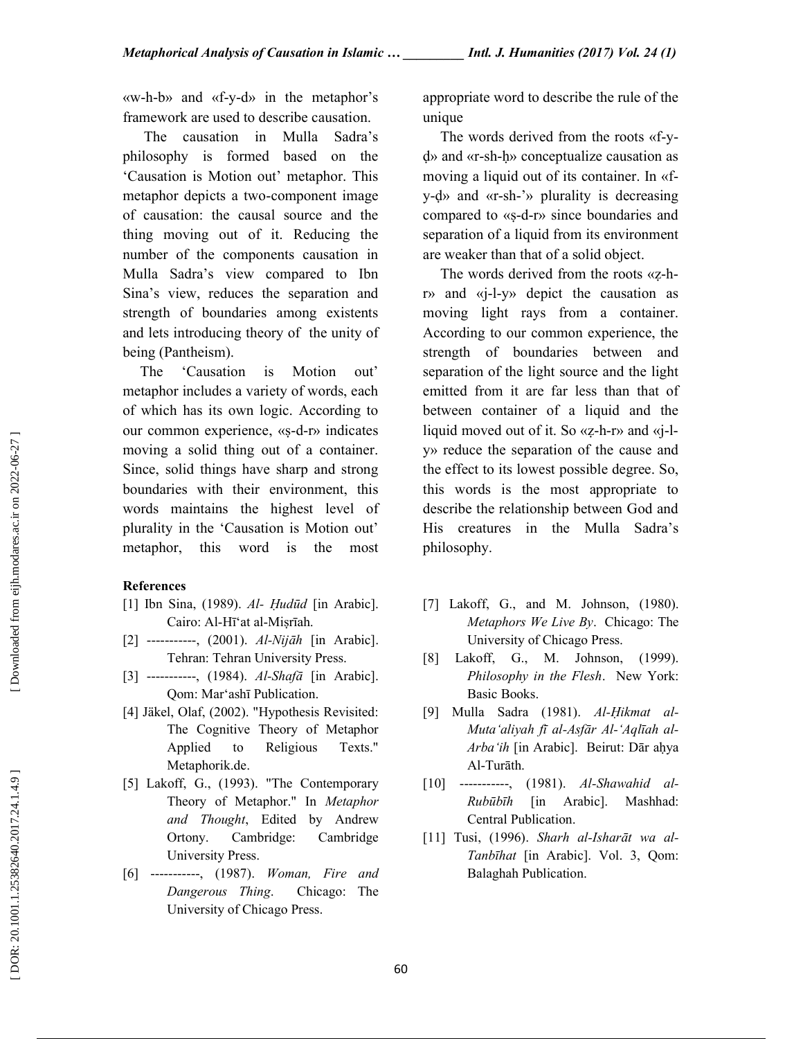«w-h-b» and «f-y-d» in the metaphor's framework are used to describe causation.

The causation in Mulla Sadra's philosophy is formed based on the 'Causation is Motion out' metaphor. This metaphor depicts a two-component image of causation: the causal source and the thing moving out of it. Reducing the number of the components causation in Mulla Sadra's view compared to Ibn Sina's view, reduces the separation and strength of boundaries among existents and lets introducing theory of the unity of being (Pantheism).

The 'Causation is Motion out' metaphor includes a variety of words, each of which has its own logic. According to our common experience, «ṣ-d-r» indicates moving a solid thing out of a container. Since, solid things have sharp and strong boundaries with their environment, this words maintains the highest level of plurality in the 'Causation is Motion out' metaphor, this word is the most appropriate word to describe the rule of the unique

The words derived from the roots «f-y-ḍ» and «r-sh-ḥ» conceptualize causation as moving a liquid out of its container. In «f-y-ḍ» and «r-sh-'» plurality is decreasing compared to «ṣ-d-r» since boundaries and separation of a liquid from its environment are weaker than that of a solid object.

The words derived from the roots «ẓ-h-r» and «j-l-y» depict the causation as moving light rays from a container. According to our common experience, the strength of boundaries between and separation of the light source and the light emitted from it are far less than that of between container of a liquid and the liquid moved out of it. So «ẓ-h-r» and «j-l-y» reduce the separation of the cause and the effect to its lowest possible degree. So, this words is the most appropriate to describe the relationship between God and His creatures in the Mulla Sadra's philosophy.

**References**

[1] Ibn Sina, (1989). *Al- Ḥudūd* [in Arabic]. Cairo: Al-Hī'at al-Miṣrīah.

[2] -----------, (2001). *Al-Nijāh* [in Arabic]. Tehran: Tehran University Press.

[3] -----------, (1984). *Al-Shafā* [in Arabic]. Qom: Mar'ashī Publication.

[4] Jäkel, Olaf, (2002). "Hypothesis Revisited: The Cognitive Theory of Metaphor Applied to Religious Texts." Metaphorik.de.

[5] Lakoff, G., (1993). "The Contemporary Theory of Metaphor." In *Metaphor and Thought*, Edited by Andrew Ortony. Cambridge: Cambridge University Press.

[6] -----------, (1987). *Woman, Fire and Dangerous Thing*. Chicago: The University of Chicago Press.

[7] Lakoff, G., and M. Johnson, (1980). *Metaphors We Live By*. Chicago: The University of Chicago Press.

[8] Lakoff, G., M. Johnson, (1999). *Philosophy in the Flesh*. New York: Basic Books.

[9] Mulla Sadra (1981). *Al-Ḥikmat al-Muta'aliyah fī al-Asfār Al-'Aqlīah al-Arba'ih* [in Arabic]. Beirut: Dār aḥya Al-Turāth.

[10] -----------, (1981). *Al-Shawahid al-Rubūbīh* [in Arabic]. Mashhad: Central Publication.

[11] Tusi, (1996). *Sharh al-Isharāt wa al-Tanbīhat* [in Arabic]. Vol. 3, Qom: Balaghah Publication.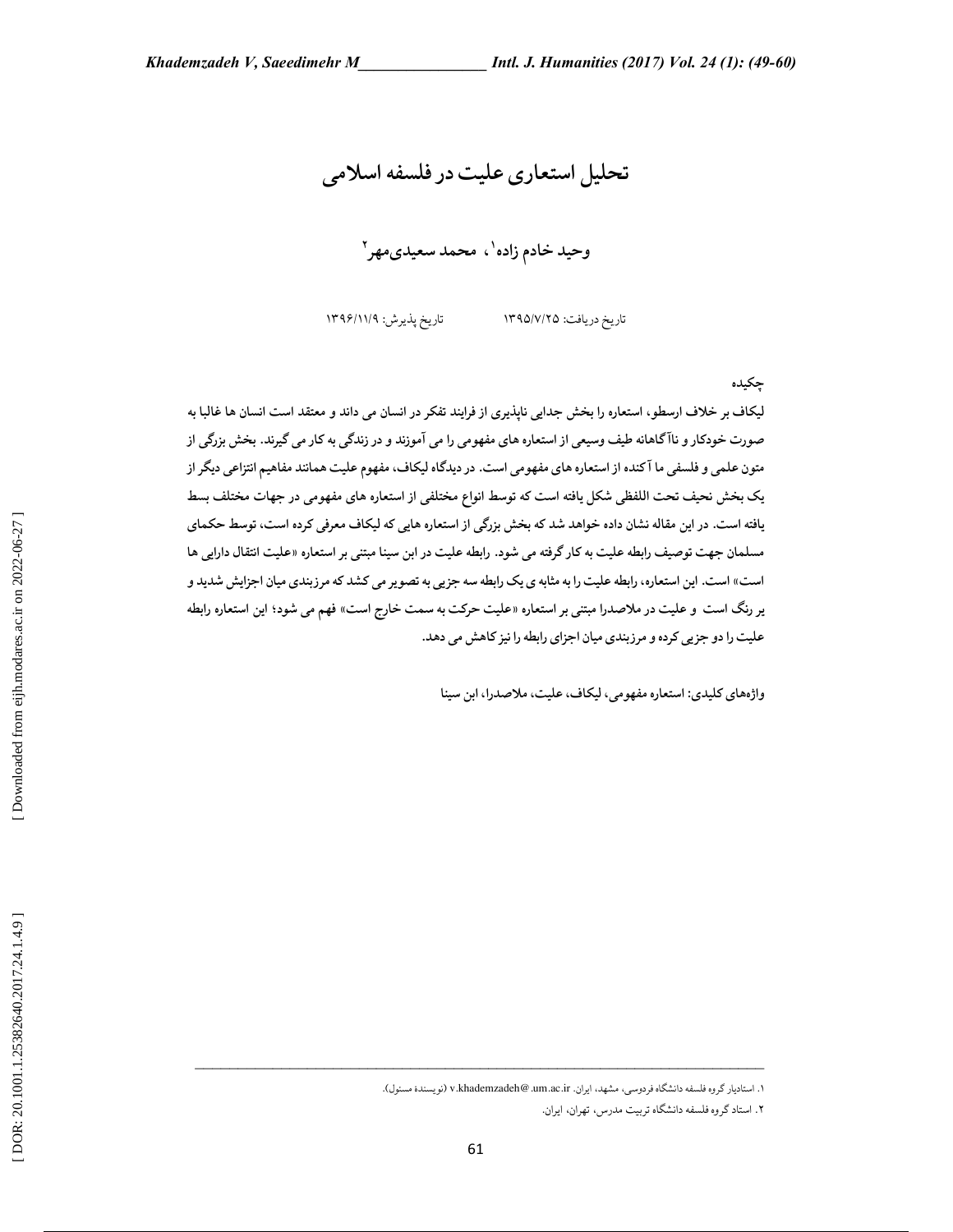# تحلیل استعاری علیت در فلسفه اسلامی

## وحید خادم زاده[1]، محمد سعیدی‌مهر[2]

تاریخ دریافت: ۱۳۹۵/۷/۲۵ تاریخ پذیرش: ۱۳۹۶/۱۱/۹

### چکیده

لیکاف بر خلاف ارسطو، استعاره را بخش جدایی ناپذیری از فرایند تفکر در انسان می داند و معتقد است انسان ها غالبا به صورت خودکار و ناآگاهانه طیف وسیعی از استعاره های مفهومی را می آموزند و در زندگی به کار می گیرند. بخش بزرگی از متون علمی و فلسفی ما آکنده از استعاره های مفهومی است. در دیدگاه لیکاف، مفهوم علیت همانند مفاهیم انتزاعی دیگر از یک بخش نحیف تحت اللفظی شکل یافته است که توسط انواع مختلفی از استعاره های مفهومی در جهات مختلف بسط یافته است. در این مقاله نشان داده خواهد شد که بخش بزرگی از استعاره هایی که لیکاف معرفی کرده است، توسط حکمای مسلمان جهت توصیف رابطه علیت به کار گرفته می شود. رابطه علیت در ابن سینا مبتنی بر استعاره «علیت انتقال دارایی ها است» است. این استعاره، رابطه علیت را به مثابه ی یک رابطه سه جزیی به تصویر می کشد که مرزبندی میان اجزایش شدید و پر رنگ است و علیت در ملاصدرا مبتنی بر استعاره «علیت حرکت به سمت خارج است» فهم می شود؛ این استعاره رابطه علیت را دو جزیی کرده و مرزبندی میان اجزای رابطه را نیز کاهش می دهد.

**واژه‌های کلیدی:** استعاره مفهومی، لیکاف، علیت، ملاصدرا، ابن سینا

---

۱. استادیار گروه فلسفه دانشگاه فردوسی، مشهد، ایران. v.khademzadeh@um.ac.ir (نویسندهٔ مسئول).

۲. استاد گروه فلسفه دانشگاه تربیت مدرس، تهران، ایران.